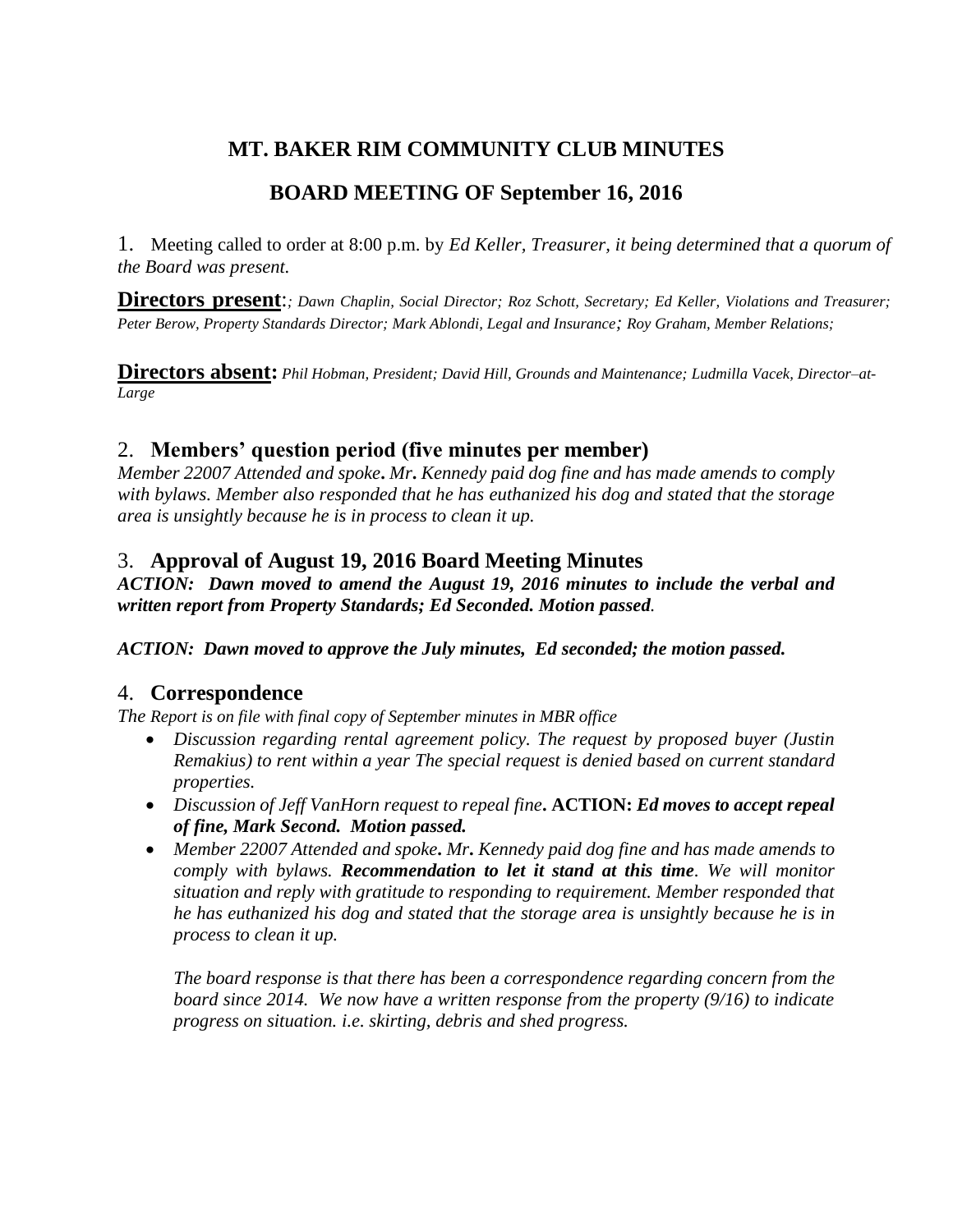# MT. BAKER RIM COMMUNITY CLUB MINUTES

## BOARD MEETING OF September 16, 2016

1. Meeting called to order at 8:00 p.m. by *Ed Keller, Treasurer, it being determined that a quorum of the Board was present.*

**Directors present**:*; Dawn Chaplin, Social Director; Roz Schott, Secretary; Ed Keller, Violations and Treasurer; Peter Berow, Property Standards Director; Mark Ablondi, Legal and Insurance; Roy Graham, Member Relations;*

**Directors absent:** *Phil Hobman, President; David Hill, Grounds and Maintenance; Ludmilla Vacek, Director–at-Large*

## 2. Members' question period (five minutes per member)

*Member 22007 Attended and spoke. Mr. Kennedy paid dog fine and has made amends to comply with bylaws. Member also responded that he has euthanized his dog and stated that the storage area is unsightly because he is in process to clean it up.*

## 3. Approval of August 19, 2016 Board Meeting Minutes

***ACTION: Dawn moved to amend the August 19, 2016 minutes to include the verbal and written report from Property Standards; Ed Seconded. Motion passed.***

***ACTION: Dawn moved to approve the July minutes, Ed seconded; the motion passed.***

## 4. Correspondence

*The Report is on file with final copy of September minutes in MBR office*

- *Discussion regarding rental agreement policy. The request by proposed buyer (Justin Remakius) to rent within a year The special request is denied based on current standard properties.*
- *Discussion of Jeff VanHorn request to repeal fine.* **ACTION:** ***Ed moves to accept repeal of fine, Mark Second. Motion passed.***
- *Member 22007 Attended and spoke. Mr. Kennedy paid dog fine and has made amends to comply with bylaws.* ***Recommendation to let it stand at this time****. We will monitor situation and reply with gratitude to responding to requirement. Member responded that he has euthanized his dog and stated that the storage area is unsightly because he is in process to clean it up.*

  *The board response is that there has been a correspondence regarding concern from the board since 2014. We now have a written response from the property (9/16) to indicate progress on situation. i.e. skirting, debris and shed progress.*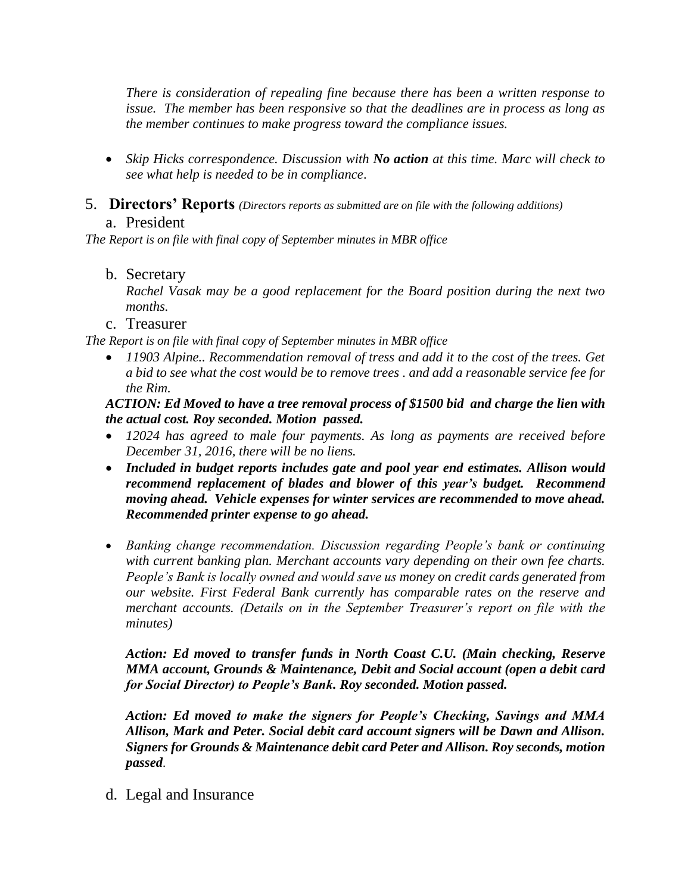*There is consideration of repealing fine because there has been a written response to issue. The member has been responsive so that the deadlines are in process as long as the member continues to make progress toward the compliance issues.*

- *Skip Hicks correspondence. Discussion with **No action** at this time. Marc will check to see what help is needed to be in compliance*.

5. **Directors' Reports** *(Directors reports as submitted are on file with the following additions)*

   a. President

*The Report is on file with final copy of September minutes in MBR office*

   b. Secretary

   *Rachel Vasak may be a good replacement for the Board position during the next two months.*

   c. Treasurer

*The Report is on file with final copy of September minutes in MBR office*

- *11903 Alpine.. Recommendation removal of tress and add it to the cost of the trees. Get a bid to see what the cost would be to remove trees . and add a reasonable service fee for the Rim.*

***ACTION: Ed Moved to have a tree removal process of $1500 bid and charge the lien with the actual cost. Roy seconded. Motion passed.***

- *12024 has agreed to male four payments. As long as payments are received before December 31, 2016, there will be no liens.*
- ***Included in budget reports includes gate and pool year end estimates. Allison would recommend replacement of blades and blower of this year's budget. Recommend moving ahead. Vehicle expenses for winter services are recommended to move ahead. Recommended printer expense to go ahead.***

- *Banking change recommendation. Discussion regarding People's bank or continuing with current banking plan. Merchant accounts vary depending on their own fee charts. People's Bank is locally owned and would save us money on credit cards generated from our website. First Federal Bank currently has comparable rates on the reserve and merchant accounts. (Details on in the September Treasurer's report on file with the minutes)*

***Action: Ed moved to transfer funds in North Coast C.U. (Main checking, Reserve MMA account, Grounds & Maintenance, Debit and Social account (open a debit card for Social Director) to People's Bank. Roy seconded. Motion passed.***

***Action: Ed moved to make the signers for People's Checking, Savings and MMA Allison, Mark and Peter. Social debit card account signers will be Dawn and Allison. Signers for Grounds & Maintenance debit card Peter and Allison. Roy seconds, motion passed***.

   d. Legal and Insurance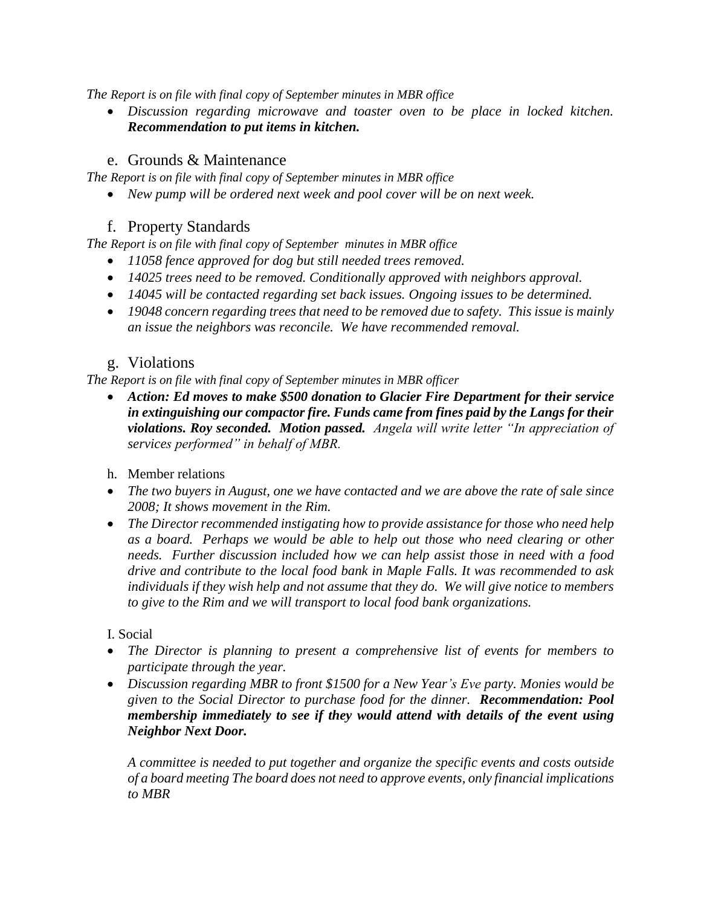*The Report is on file with final copy of September minutes in MBR office*

- *Discussion regarding microwave and toaster oven to be place in locked kitchen.* ***Recommendation to put items in kitchen.***

## e. Grounds & Maintenance

*The Report is on file with final copy of September minutes in MBR office*

- *New pump will be ordered next week and pool cover will be on next week.*

## f. Property Standards

*The Report is on file with final copy of September minutes in MBR office*

- *11058 fence approved for dog but still needed trees removed.*
- *14025 trees need to be removed. Conditionally approved with neighbors approval.*
- *14045 will be contacted regarding set back issues. Ongoing issues to be determined.*
- *19048 concern regarding trees that need to be removed due to safety. This issue is mainly an issue the neighbors was reconcile. We have recommended removal.*

## g. Violations

*The Report is on file with final copy of September minutes in MBR officer*

- ***Action: Ed moves to make $500 donation to Glacier Fire Department for their service in extinguishing our compactor fire. Funds came from fines paid by the Langs for their violations. Roy seconded. Motion passed.*** *Angela will write letter "In appreciation of services performed" in behalf of MBR.*

h. Member relations

- *The two buyers in August, one we have contacted and we are above the rate of sale since 2008; It shows movement in the Rim.*
- *The Director recommended instigating how to provide assistance for those who need help as a board. Perhaps we would be able to help out those who need clearing or other needs. Further discussion included how we can help assist those in need with a food drive and contribute to the local food bank in Maple Falls. It was recommended to ask individuals if they wish help and not assume that they do. We will give notice to members to give to the Rim and we will transport to local food bank organizations.*

I. Social

- *The Director is planning to present a comprehensive list of events for members to participate through the year.*
- *Discussion regarding MBR to front $1500 for a New Year's Eve party. Monies would be given to the Social Director to purchase food for the dinner.* ***Recommendation: Pool membership immediately to see if they would attend with details of the event using Neighbor Next Door.***

  *A committee is needed to put together and organize the specific events and costs outside of a board meeting The board does not need to approve events, only financial implications to MBR*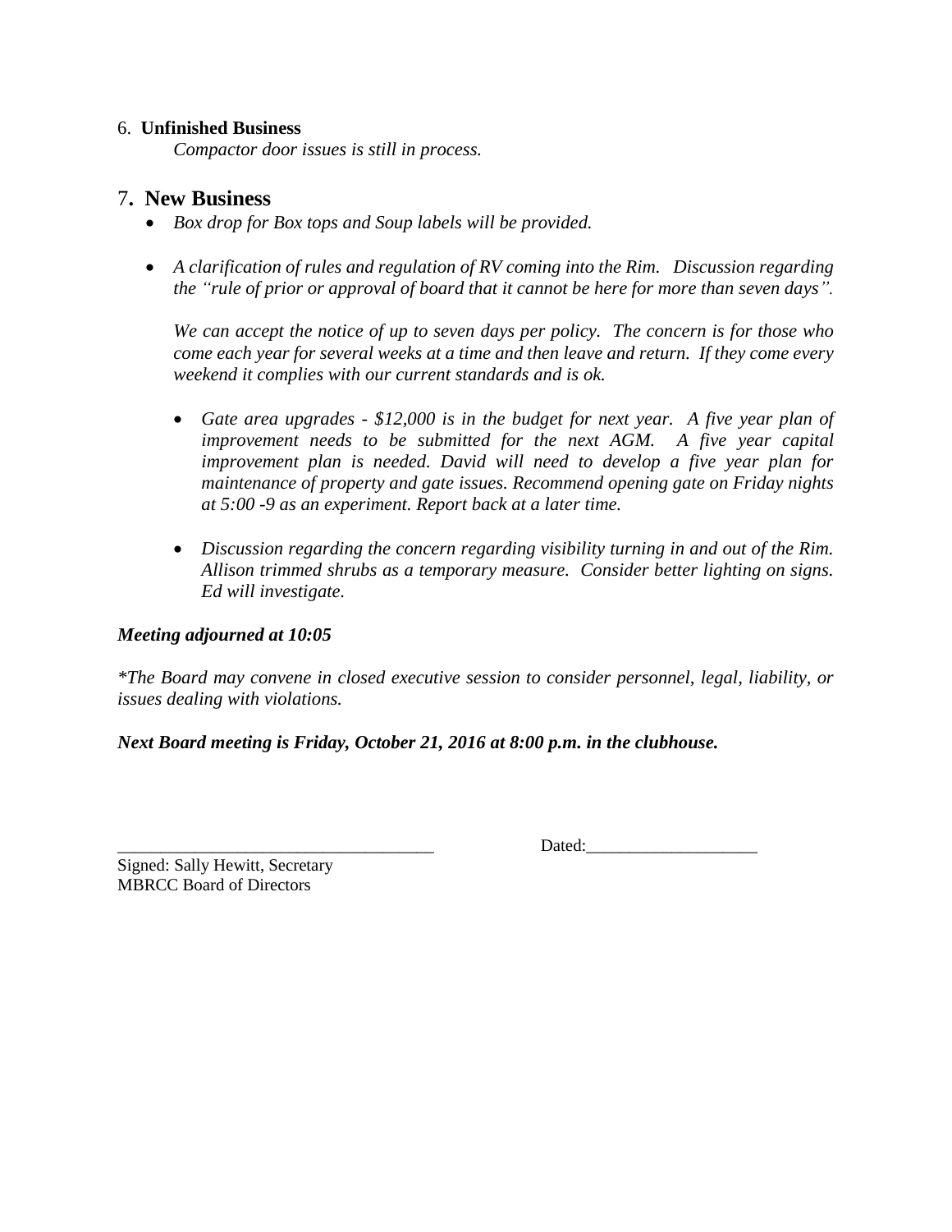6. **Unfinished Business**

*Compactor door issues is still in process.*

## 7. New Business

- *Box drop for Box tops and Soup labels will be provided.*

- *A clarification of rules and regulation of RV coming into the Rim. Discussion regarding the "rule of prior or approval of board that it cannot be here for more than seven days".*

  *We can accept the notice of up to seven days per policy. The concern is for those who come each year for several weeks at a time and then leave and return. If they come every weekend it complies with our current standards and is ok.*

  - *Gate area upgrades - $12,000 is in the budget for next year. A five year plan of improvement needs to be submitted for the next AGM. A five year capital improvement plan is needed. David will need to develop a five year plan for maintenance of property and gate issues. Recommend opening gate on Friday nights at 5:00 -9 as an experiment. Report back at a later time.*

  - *Discussion regarding the concern regarding visibility turning in and out of the Rim. Allison trimmed shrubs as a temporary measure. Consider better lighting on signs. Ed will investigate.*

***Meeting adjourned at 10:05***

**The Board may convene in closed executive session to consider personnel, legal, liability, or issues dealing with violations.*

***Next Board meeting is Friday, October 21, 2016 at 8:00 p.m. in the clubhouse.***

_____________________________________ Dated:____________________

Signed: Sally Hewitt, Secretary
MBRCC Board of Directors